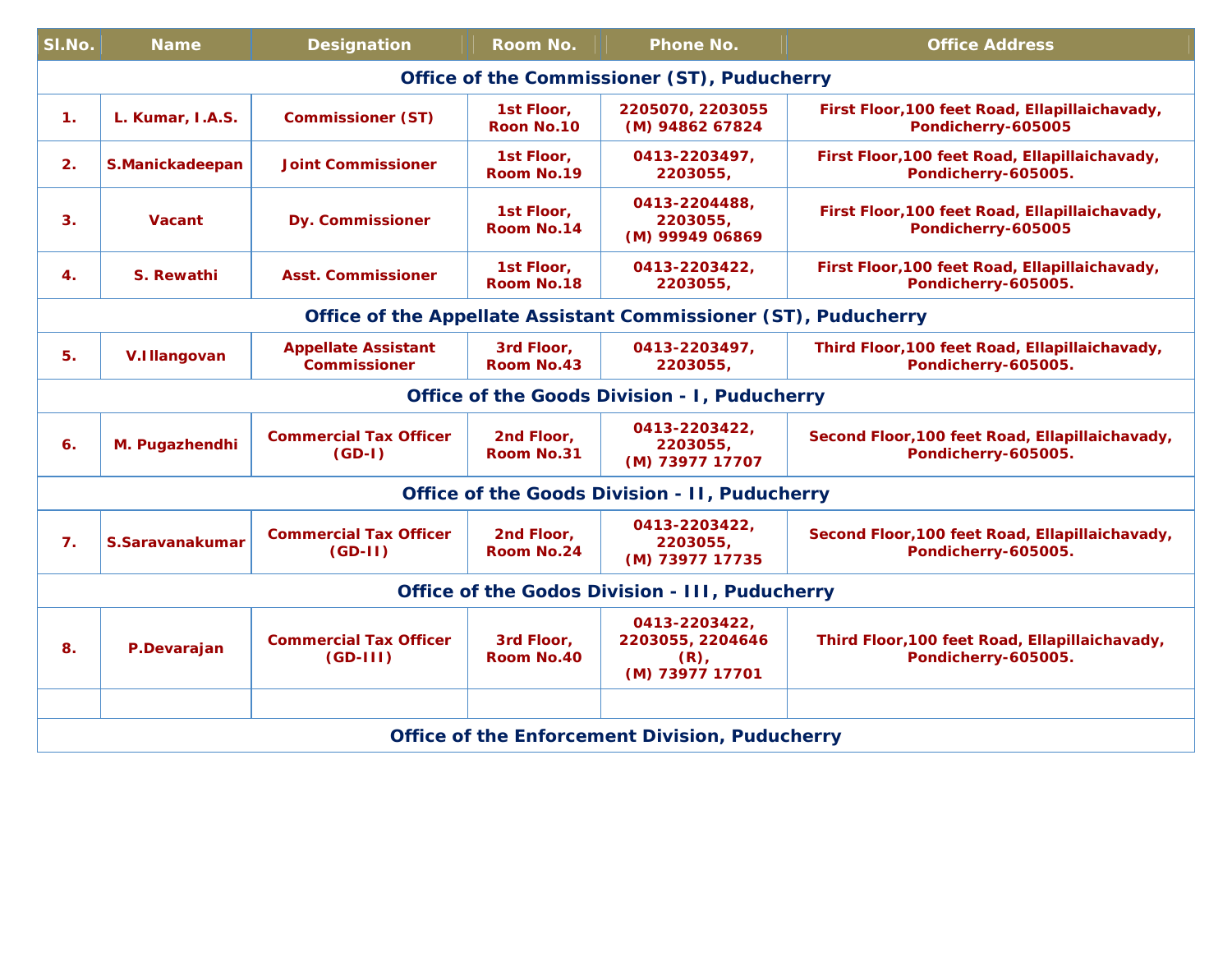| Sl.No. | Name | Designation | Room No. | Phone No. | Office Address |
|---|---|---|---|---|---|
| **Office of the Commissioner (ST), Puducherry** | | | | | |
| 1. | L. Kumar, I.A.S. | Commissioner (ST) | 1st Floor, Roon No.10 | 2205070, 2203055 (M) 94862 67824 | First Floor,100 feet Road, Ellapillaichavady, Pondicherry-605005 |
| 2. | S.Manickadeepan | Joint Commissioner | 1st Floor, Room No.19 | 0413-2203497, 2203055, | First Floor,100 feet Road, Ellapillaichavady, Pondicherry-605005. |
| 3. | Vacant | Dy. Commissioner | 1st Floor, Room No.14 | 0413-2204488, 2203055, (M) 99949 06869 | First Floor,100 feet Road, Ellapillaichavady, Pondicherry-605005 |
| 4. | S. Rewathi | Asst. Commissioner | 1st Floor, Room No.18 | 0413-2203422, 2203055, | First Floor,100 feet Road, Ellapillaichavady, Pondicherry-605005. |
| **Office of the Appellate Assistant Commissioner (ST), Puducherry** | | | | | |
| 5. | V.Illangovan | Appellate Assistant Commissioner | 3rd Floor, Room No.43 | 0413-2203497, 2203055, | Third Floor,100 feet Road, Ellapillaichavady, Pondicherry-605005. |
| **Office of the Goods Division - I, Puducherry** | | | | | |
| 6. | M. Pugazhendhi | Commercial Tax Officer (GD-I) | 2nd Floor, Room No.31 | 0413-2203422, 2203055, (M) 73977 17707 | Second Floor,100 feet Road, Ellapillaichavady, Pondicherry-605005. |
| **Office of the Goods Division - II, Puducherry** | | | | | |
| 7. | S.Saravanakumar | Commercial Tax Officer (GD-II) | 2nd Floor, Room No.24 | 0413-2203422, 2203055, (M) 73977 17735 | Second Floor,100 feet Road, Ellapillaichavady, Pondicherry-605005. |
| **Office of the Godos Division - III, Puducherry** | | | | | |
| 8. | P.Devarajan | Commercial Tax Officer (GD-III) | 3rd Floor, Room No.40 | 0413-2203422, 2203055, 2204646 (R), (M) 73977 17701 | Third Floor,100 feet Road, Ellapillaichavady, Pondicherry-605005. |
| | | | | | |
| **Office of the Enforcement Division, Puducherry** | | | | | |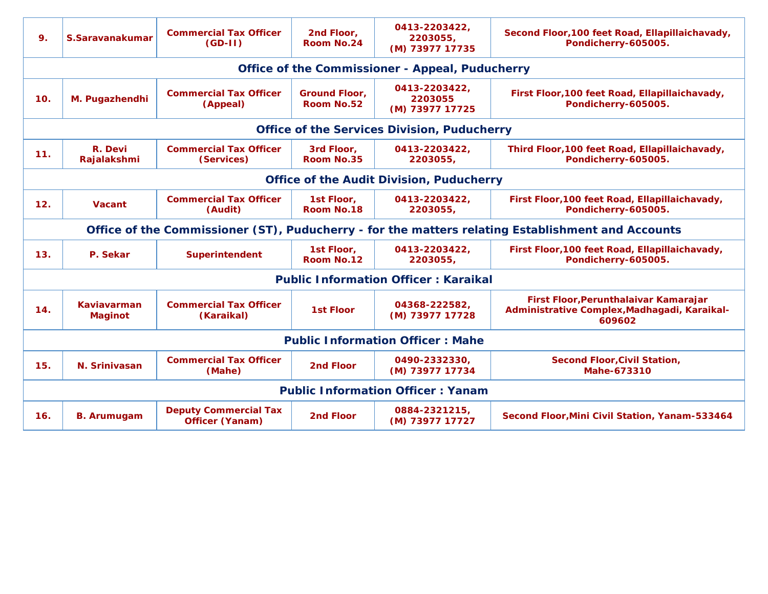| | | | | | |
|---|---|---|---|---|---|
| 9. | S.Saravanakumar | Commercial Tax Officer (GD-II) | 2nd Floor, Room No.24 | 0413-2203422, 2203055, (M) 73977 17735 | Second Floor,100 feet Road, Ellapillaichavady, Pondicherry-605005. |
| **Office of the Commissioner - Appeal, Puducherry** | | | | | |
| 10. | M. Pugazhendhi | Commercial Tax Officer (Appeal) | Ground Floor, Room No.52 | 0413-2203422, 2203055 (M) 73977 17725 | First Floor,100 feet Road, Ellapillaichavady, Pondicherry-605005. |
| **Office of the Services Division, Puducherry** | | | | | |
| 11. | R. Devi Rajalakshmi | Commercial Tax Officer (Services) | 3rd Floor, Room No.35 | 0413-2203422, 2203055, | Third Floor,100 feet Road, Ellapillaichavady, Pondicherry-605005. |
| **Office of the Audit Division, Puducherry** | | | | | |
| 12. | Vacant | Commercial Tax Officer (Audit) | 1st Floor, Room No.18 | 0413-2203422, 2203055, | First Floor,100 feet Road, Ellapillaichavady, Pondicherry-605005. |
| **Office of the Commissioner (ST), Puducherry - for the matters relating Establishment and Accounts** | | | | | |
| 13. | P. Sekar | Superintendent | 1st Floor, Room No.12 | 0413-2203422, 2203055, | First Floor,100 feet Road, Ellapillaichavady, Pondicherry-605005. |
| **Public Information Officer : Karaikal** | | | | | |
| 14. | Kaviavarman Maginot | Commercial Tax Officer (Karaikal) | 1st Floor | 04368-222582, (M) 73977 17728 | First Floor,Perunthalaivar Kamarajar Administrative Complex,Madhagadi, Karaikal-609602 |
| **Public Information Officer : Mahe** | | | | | |
| 15. | N. Srinivasan | Commercial Tax Officer (Mahe) | 2nd Floor | 0490-2332330, (M) 73977 17734 | Second Floor,Civil Station, Mahe-673310 |
| **Public Information Officer : Yanam** | | | | | |
| 16. | B. Arumugam | Deputy Commercial Tax Officer (Yanam) | 2nd Floor | 0884-2321215, (M) 73977 17727 | Second Floor,Mini Civil Station, Yanam-533464 |